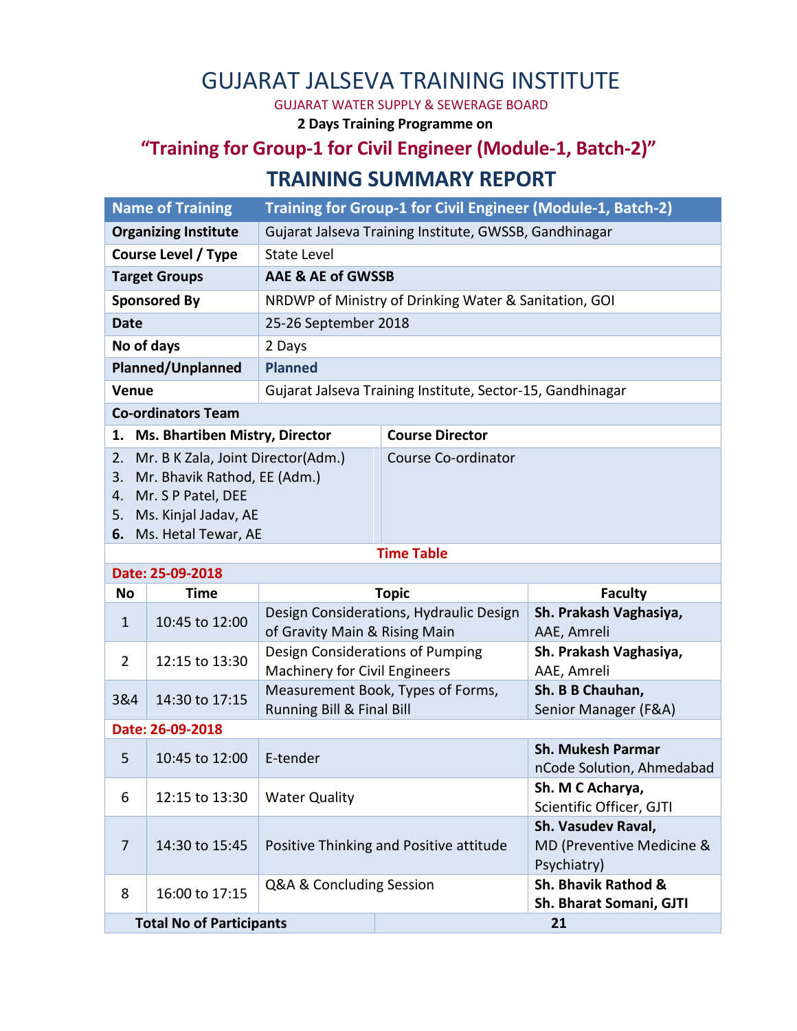# GUJARAT JALSEVA TRAINING INSTITUTE

GUJARAT WATER SUPPLY & SEWERAGE BOARD

**2 Days Training Programme on**

## "Training for Group-1 for Civil Engineer (Module-1, Batch-2)"

## TRAINING SUMMARY REPORT

| Name of Training | Training for Group-1 for Civil Engineer (Module-1, Batch-2) |
|---|---|
| **Organizing Institute** | Gujarat Jalseva Training Institute, GWSSB, Gandhinagar |
| **Course Level / Type** | State Level |
| **Target Groups** | **AAE & AE of GWSSB** |
| **Sponsored By** | NRDWP of Ministry of Drinking Water & Sanitation, GOI |
| **Date** | 25-26 September 2018 |
| **No of days** | 2 Days |
| **Planned/Unplanned** | **Planned** |
| **Venue** | Gujarat Jalseva Training Institute, Sector-15, Gandhinagar |

**Co-ordinators Team**

| Name | Role |
|---|---|
| 1. **Ms. Bhartiben Mistry, Director** | **Course Director** |
| 2. Mr. B K Zala, Joint Director(Adm.)<br>3. Mr. Bhavik Rathod, EE (Adm.)<br>4. Mr. S P Patel, DEE<br>5. Ms. Kinjal Jadav, AE<br>6. Ms. Hetal Tewar, AE | Course Co-ordinator |

**Time Table**

| No | Time | Topic | Faculty |
|---|---|---|---|
| **Date: 25-09-2018** | | | |
| 1 | 10:45 to 12:00 | Design Considerations, Hydraulic Design of Gravity Main & Rising Main | **Sh. Prakash Vaghasiya,** AAE, Amreli |
| 2 | 12:15 to 13:30 | Design Considerations of Pumping Machinery for Civil Engineers | **Sh. Prakash Vaghasiya,** AAE, Amreli |
| 3&4 | 14:30 to 17:15 | Measurement Book, Types of Forms, Running Bill & Final Bill | **Sh. B B Chauhan,** Senior Manager (F&A) |
| **Date: 26-09-2018** | | | |
| 5 | 10:45 to 12:00 | E-tender | **Sh. Mukesh Parmar** nCode Solution, Ahmedabad |
| 6 | 12:15 to 13:30 | Water Quality | **Sh. M C Acharya,** Scientific Officer, GJTI |
| 7 | 14:30 to 15:45 | Positive Thinking and Positive attitude | **Sh. Vasudev Raval,** MD (Preventive Medicine & Psychiatry) |
| 8 | 16:00 to 17:15 | Q&A & Concluding Session | **Sh. Bhavik Rathod & Sh. Bharat Somani, GJTI** |

| **Total No of Participants** | **21** |
|---|---|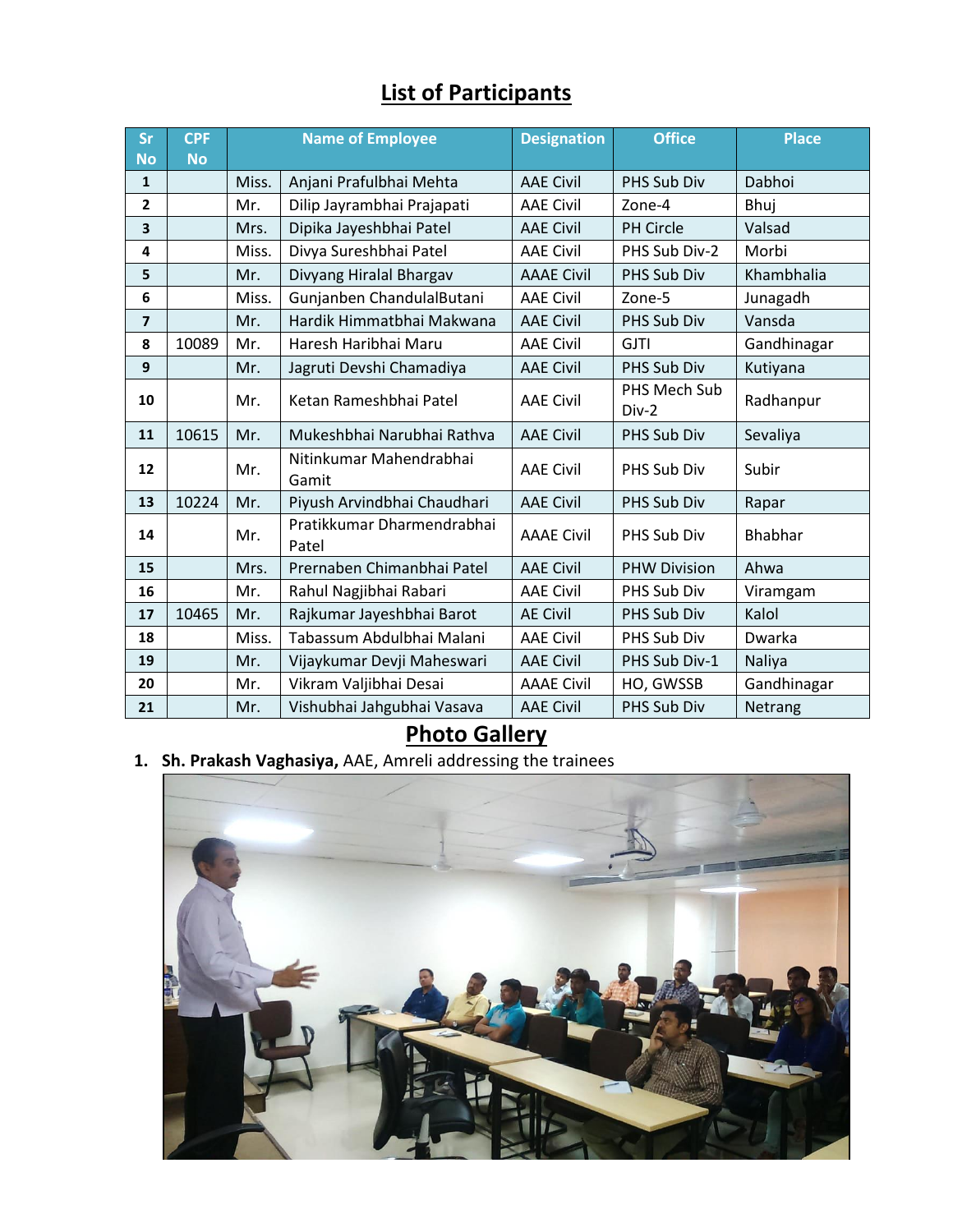# List of Participants

| Sr No | CPF No | Name of Employee | | Designation | Office | Place |
|---|---|---|---|---|---|---|
| 1 | | Miss. | Anjani Prafulbhai Mehta | AAE Civil | PHS Sub Div | Dabhoi |
| 2 | | Mr. | Dilip Jayrambhai Prajapati | AAE Civil | Zone-4 | Bhuj |
| 3 | | Mrs. | Dipika Jayeshbhai Patel | AAE Civil | PH Circle | Valsad |
| 4 | | Miss. | Divya Sureshbhai Patel | AAE Civil | PHS Sub Div-2 | Morbi |
| 5 | | Mr. | Divyang Hiralal Bhargav | AAAE Civil | PHS Sub Div | Khambhalia |
| 6 | | Miss. | Gunjanben ChandulalButani | AAE Civil | Zone-5 | Junagadh |
| 7 | | Mr. | Hardik Himmatbhai Makwana | AAE Civil | PHS Sub Div | Vansda |
| 8 | 10089 | Mr. | Haresh Haribhai Maru | AAE Civil | GJTI | Gandhinagar |
| 9 | | Mr. | Jagruti Devshi Chamadiya | AAE Civil | PHS Sub Div | Kutiyana |
| 10 | | Mr. | Ketan Rameshbhai Patel | AAE Civil | PHS Mech Sub Div-2 | Radhanpur |
| 11 | 10615 | Mr. | Mukeshbhai Narubhai Rathva | AAE Civil | PHS Sub Div | Sevaliya |
| 12 | | Mr. | Nitinkumar Mahendrabhai Gamit | AAE Civil | PHS Sub Div | Subir |
| 13 | 10224 | Mr. | Piyush Arvindbhai Chaudhari | AAE Civil | PHS Sub Div | Rapar |
| 14 | | Mr. | Pratikkumar Dharmendrabhai Patel | AAAE Civil | PHS Sub Div | Bhabhar |
| 15 | | Mrs. | Prernaben Chimanbhai Patel | AAE Civil | PHW Division | Ahwa |
| 16 | | Mr. | Rahul Nagjibhai Rabari | AAE Civil | PHS Sub Div | Viramgam |
| 17 | 10465 | Mr. | Rajkumar Jayeshbhai Barot | AE Civil | PHS Sub Div | Kalol |
| 18 | | Miss. | Tabassum Abdulbhai Malani | AAE Civil | PHS Sub Div | Dwarka |
| 19 | | Mr. | Vijaykumar Devji Maheswari | AAE Civil | PHS Sub Div-1 | Naliya |
| 20 | | Mr. | Vikram Valjibhai Desai | AAAE Civil | HO, GWSSB | Gandhinagar |
| 21 | | Mr. | Vishubhai Jahgubhai Vasava | AAE Civil | PHS Sub Div | Netrang |

# Photo Gallery

1. **Sh. Prakash Vaghasiya,** AAE, Amreli addressing the trainees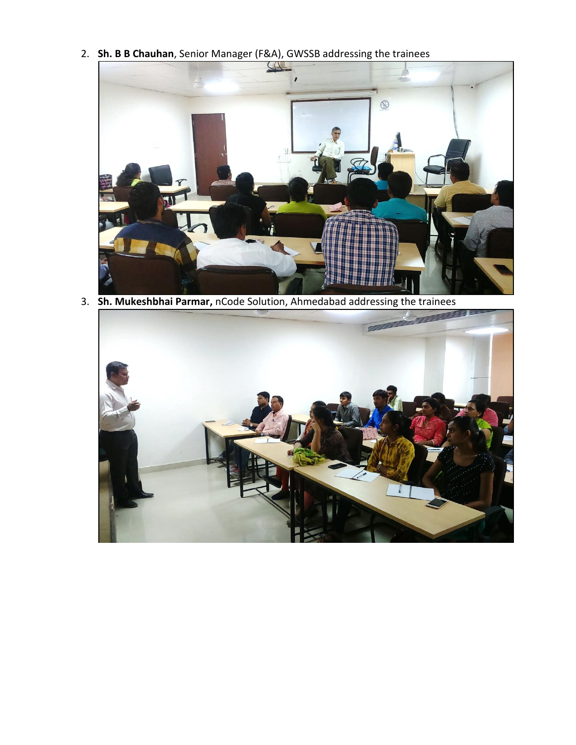2. **Sh. B B Chauhan**, Senior Manager (F&A), GWSSB addressing the trainees

3. **Sh. Mukeshbhai Parmar,** nCode Solution, Ahmedabad addressing the trainees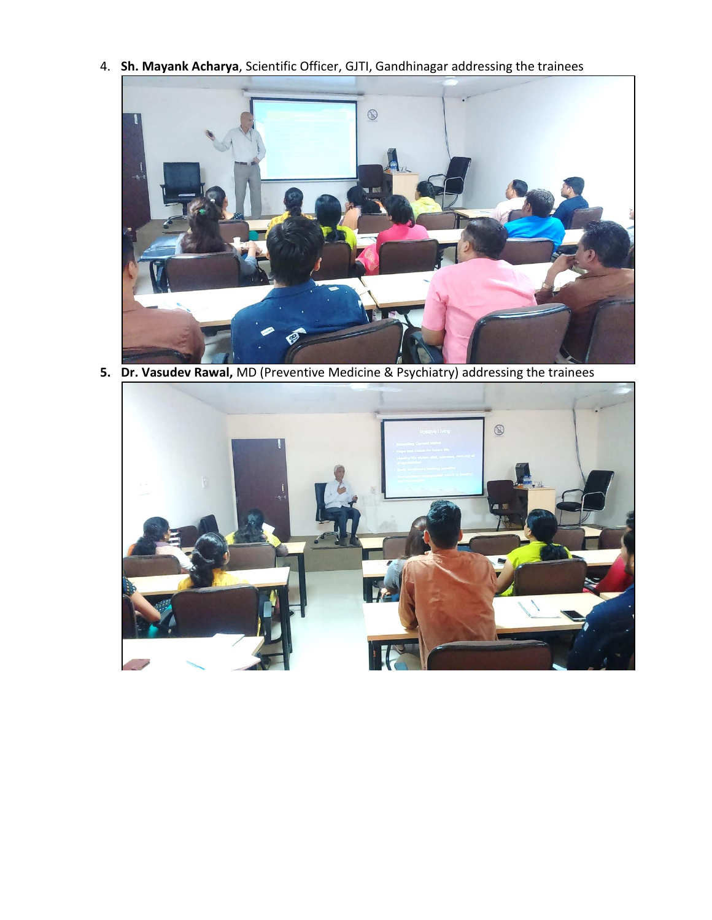4. **Sh. Mayank Acharya**, Scientific Officer, GJTI, Gandhinagar addressing the trainees

5. **Dr. Vasudev Rawal,** MD (Preventive Medicine & Psychiatry) addressing the trainees